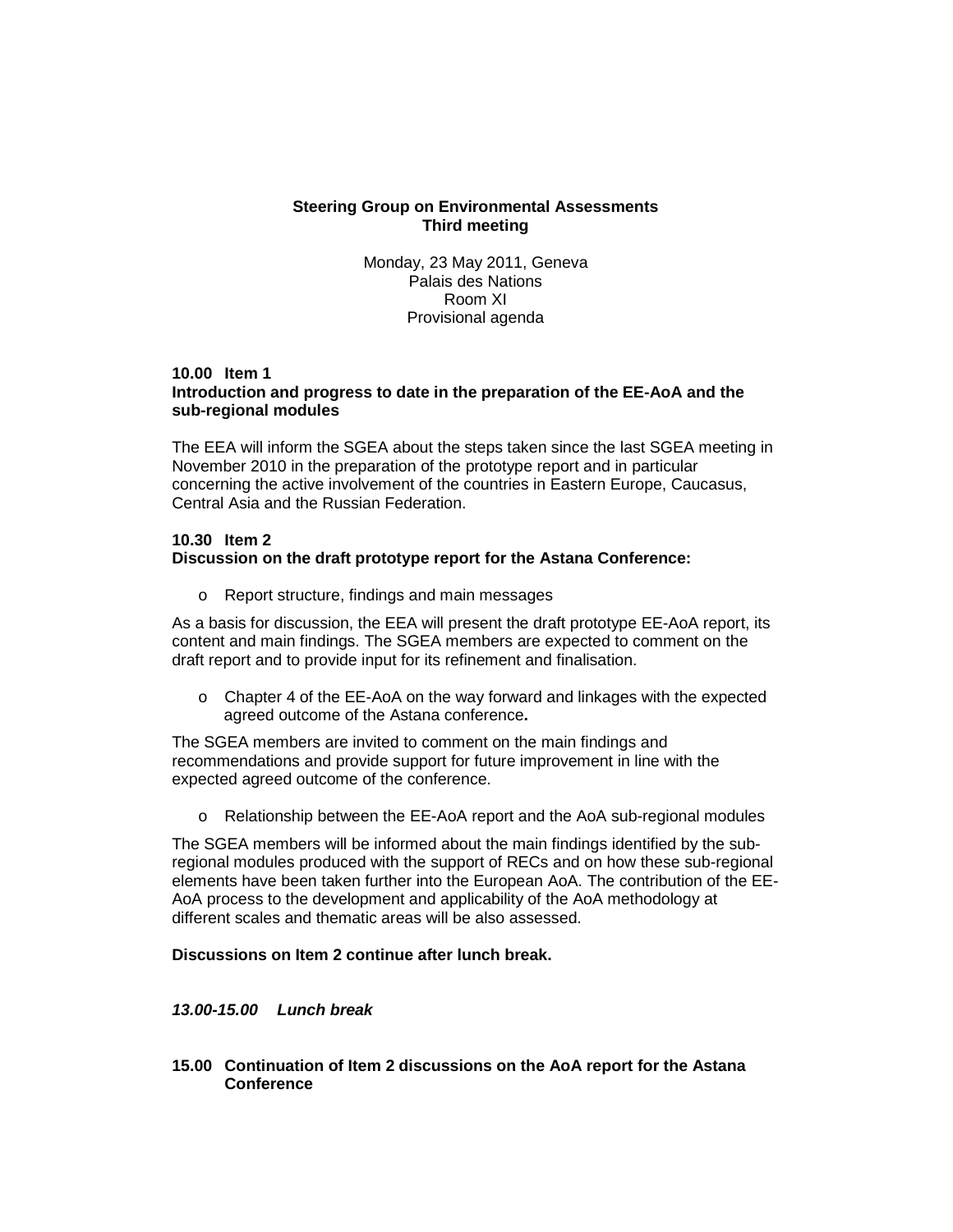**Steering Group on Environmental Assessments**
**Third meeting**

Monday, 23 May 2011, Geneva
Palais des Nations
Room XI
Provisional agenda

**10.00 Item 1**
**Introduction and progress to date in the preparation of the EE-AoA and the sub-regional modules**

The EEA will inform the SGEA about the steps taken since the last SGEA meeting in November 2010 in the preparation of the prototype report and in particular concerning the active involvement of the countries in Eastern Europe, Caucasus, Central Asia and the Russian Federation.

**10.30 Item 2**
**Discussion on the draft prototype report for the Astana Conference:**

- Report structure, findings and main messages

As a basis for discussion, the EEA will present the draft prototype EE-AoA report, its content and main findings. The SGEA members are expected to comment on the draft report and to provide input for its refinement and finalisation.

- Chapter 4 of the EE-AoA on the way forward and linkages with the expected agreed outcome of the Astana conference**.**

The SGEA members are invited to comment on the main findings and recommendations and provide support for future improvement in line with the expected agreed outcome of the conference.

- Relationship between the EE-AoA report and the AoA sub-regional modules

The SGEA members will be informed about the main findings identified by the sub-regional modules produced with the support of RECs and on how these sub-regional elements have been taken further into the European AoA. The contribution of the EE-AoA process to the development and applicability of the AoA methodology at different scales and thematic areas will be also assessed.

**Discussions on Item 2 continue after lunch break.**

***13.00-15.00 Lunch break***

**15.00 Continuation of Item 2 discussions on the AoA report for the Astana Conference**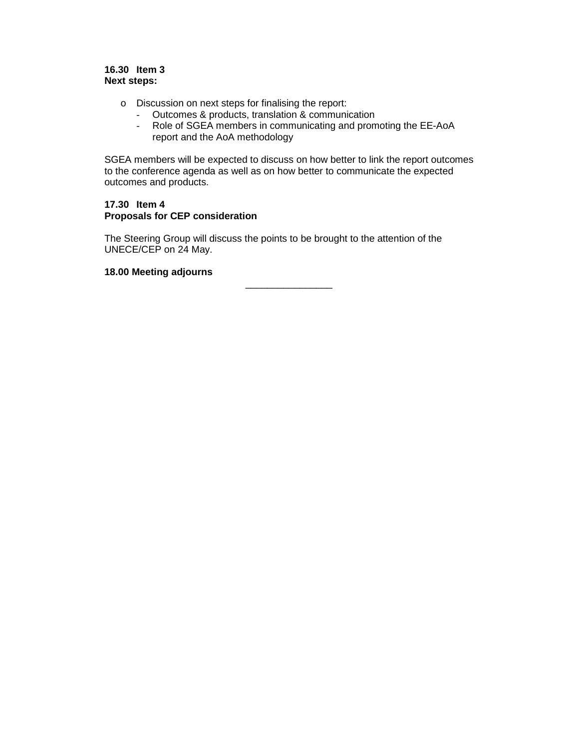**16.30 Item 3**
**Next steps:**

- Discussion on next steps for finalising the report:
  - Outcomes & products, translation & communication
  - Role of SGEA members in communicating and promoting the EE-AoA report and the AoA methodology

SGEA members will be expected to discuss on how better to link the report outcomes to the conference agenda as well as on how better to communicate the expected outcomes and products.

**17.30 Item 4**
**Proposals for CEP consideration**

The Steering Group will discuss the points to be brought to the attention of the UNECE/CEP on 24 May.

**18.00 Meeting adjourns**

\_\_\_\_\_\_\_\_\_\_\_\_\_\_\_\_